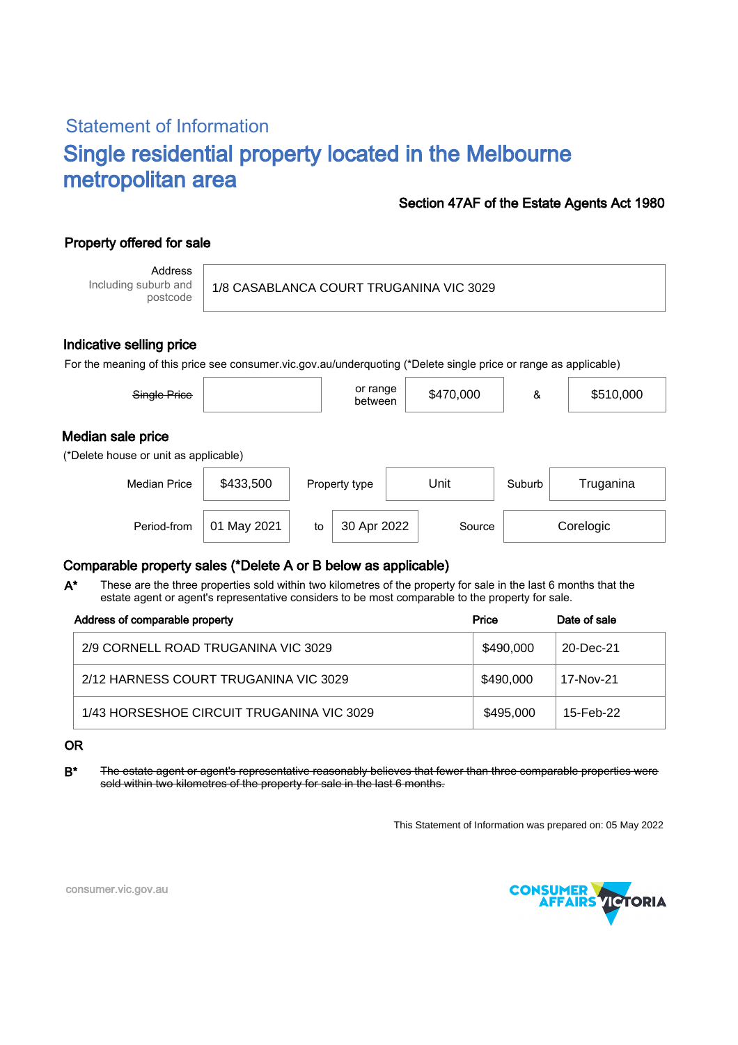## Statement of Information

# Single residential property located in the Melbourne metropolitan area

**Section 47AF of the Estate Agents Act 1980**

### Property offered for sale

| Address Including suburb and postcode | 1/8 CASABLANCA COURT TRUGANINA VIC 3029 |
|---|---|

### Indicative selling price

For the meaning of this price see consumer.vic.gov.au/underquoting (*Delete single price or range as applicable)

| ~~Single Price~~ | | or range between | $470,000 | & | $510,000 |
|---|---|---|---|---|---|

### Median sale price

(*Delete house or unit as applicable)

| Median Price | $433,500 | Property type | Unit | Suburb | Truganina |
|---|---|---|---|---|---|
| Period-from | 01 May 2021 | to | 30 Apr 2022 | Source | Corelogic |

### Comparable property sales (*Delete A or B below as applicable)

**A*** These are the three properties sold within two kilometres of the property for sale in the last 6 months that the estate agent or agent's representative considers to be most comparable to the property for sale.

| Address of comparable property | Price | Date of sale |
|---|---|---|
| 2/9 CORNELL ROAD TRUGANINA VIC 3029 | $490,000 | 20-Dec-21 |
| 2/12 HARNESS COURT TRUGANINA VIC 3029 | $490,000 | 17-Nov-21 |
| 1/43 HORSESHOE CIRCUIT TRUGANINA VIC 3029 | $495,000 | 15-Feb-22 |

**OR**

**B*** ~~The estate agent or agent's representative reasonably believes that fewer than three comparable properties were sold within two kilometres of the property for sale in the last 6 months.~~

This Statement of Information was prepared on: 05 May 2022

consumer.vic.gov.au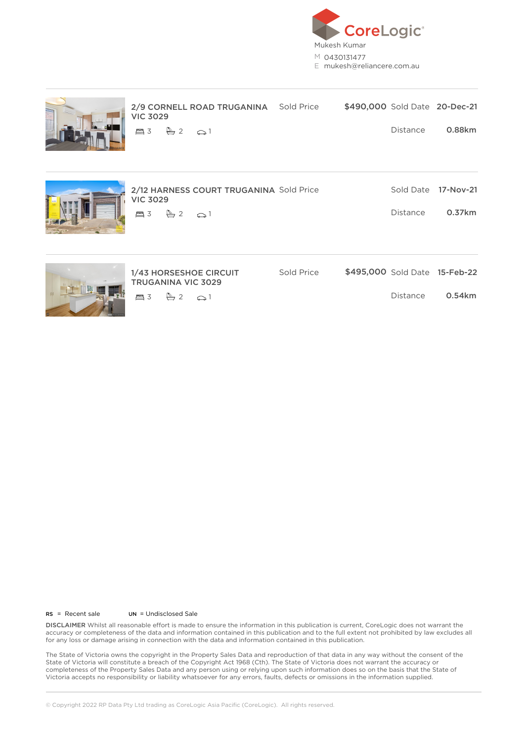CoreLogic®
Mukesh Kumar
M 0430131477
E mukesh@reliancere.com.au

| | | | | |
|---|---|---|---|---|
| **2/9 CORNELL ROAD TRUGANINA VIC 3029** | Sold Price | **$490,000** | Sold Date | **20-Dec-21** |
| 3 2 1 | | | Distance | **0.88km** |
| **2/12 HARNESS COURT TRUGANINA VIC 3029** | Sold Price | | Sold Date | **17-Nov-21** |
| 3 2 1 | | | Distance | **0.37km** |
| **1/43 HORSESHOE CIRCUIT TRUGANINA VIC 3029** | Sold Price | **$495,000** | Sold Date | **15-Feb-22** |
| 3 2 1 | | | Distance | **0.54km** |

**RS** = Recent sale **UN** = Undisclosed Sale

**DISCLAIMER** Whilst all reasonable effort is made to ensure the information in this publication is current, CoreLogic does not warrant the accuracy or completeness of the data and information contained in this publication and to the full extent not prohibited by law excludes all for any loss or damage arising in connection with the data and information contained in this publication.

The State of Victoria owns the copyright in the Property Sales Data and reproduction of that data in any way without the consent of the State of Victoria will constitute a breach of the Copyright Act 1968 (Cth). The State of Victoria does not warrant the accuracy or completeness of the Property Sales Data and any person using or relying upon such information does so on the basis that the State of Victoria accepts no responsibility or liability whatsoever for any errors, faults, defects or omissions in the information supplied.

© Copyright 2022 RP Data Pty Ltd trading as CoreLogic Asia Pacific (CoreLogic). All rights reserved.